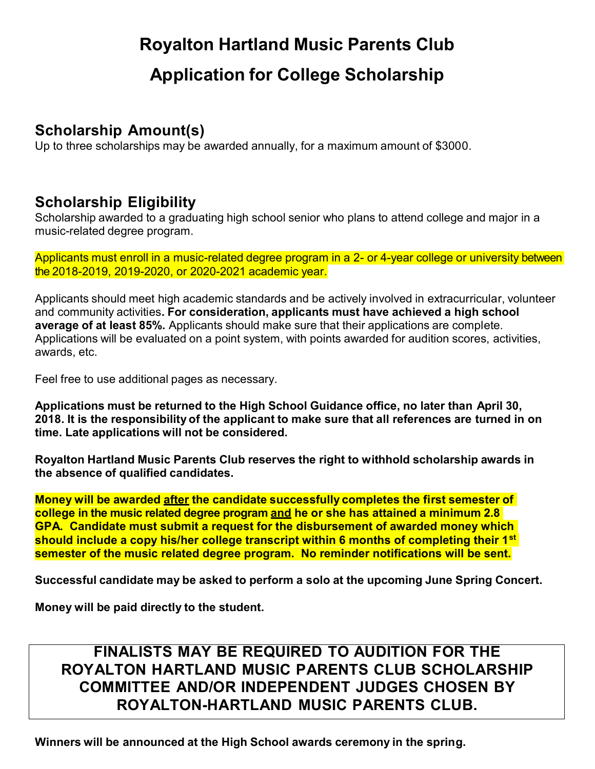# Royalton Hartland Music Parents Club

# Application for College Scholarship

## Scholarship Amount(s)

Up to three scholarships may be awarded annually, for a maximum amount of $3000.

## Scholarship Eligibility

Scholarship awarded to a graduating high school senior who plans to attend college and major in a music-related degree program.

Applicants must enroll in a music-related degree program in a 2- or 4-year college or university between the 2018-2019, 2019-2020, or 2020-2021 academic year.

Applicants should meet high academic standards and be actively involved in extracurricular, volunteer and community activities**. For consideration, applicants must have achieved a high school average of at least 85%.** Applicants should make sure that their applications are complete. Applications will be evaluated on a point system, with points awarded for audition scores, activities, awards, etc.

Feel free to use additional pages as necessary.

**Applications must be returned to the High School Guidance office, no later than April 30, 2018. It is the responsibility of the applicant to make sure that all references are turned in on time. Late applications will not be considered.**

**Royalton Hartland Music Parents Club reserves the right to withhold scholarship awards in the absence of qualified candidates.**

**Money will be awarded after the candidate successfully completes the first semester of college in the music related degree program and he or she has attained a minimum 2.8 GPA. Candidate must submit a request for the disbursement of awarded money which should include a copy his/her college transcript within 6 months of completing their 1st semester of the music related degree program. No reminder notifications will be sent.**

**Successful candidate may be asked to perform a solo at the upcoming June Spring Concert.**

**Money will be paid directly to the student.**

**FINALISTS MAY BE REQUIRED TO AUDITION FOR THE ROYALTON HARTLAND MUSIC PARENTS CLUB SCHOLARSHIP COMMITTEE AND/OR INDEPENDENT JUDGES CHOSEN BY ROYALTON-HARTLAND MUSIC PARENTS CLUB.**

**Winners will be announced at the High School awards ceremony in the spring.**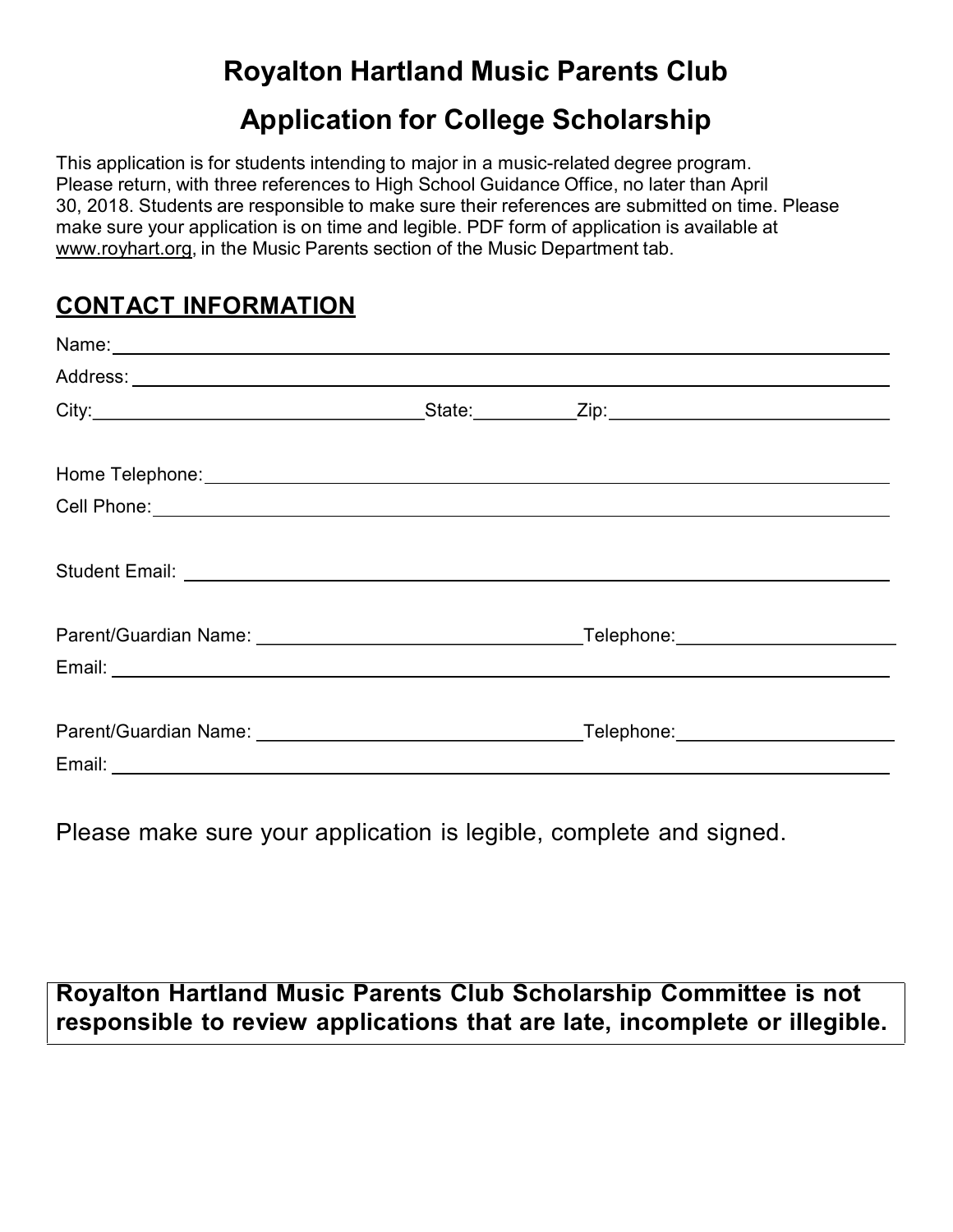# Royalton Hartland Music Parents Club

## Application for College Scholarship

This application is for students intending to major in a music-related degree program. Please return, with three references to High School Guidance Office, no later than April 30, 2018. Students are responsible to make sure their references are submitted on time. Please make sure your application is on time and legible. PDF form of application is available at www.royhart.org, in the Music Parents section of the Music Department tab.

## CONTACT INFORMATION

Name: ________________________________________________

Address: ________________________________________________

City: ______________________ State: __________ Zip: ______________________

Home Telephone: ________________________________________________

Cell Phone: ________________________________________________

Student Email: ________________________________________________

Parent/Guardian Name: ______________________ Telephone: ______________________

Email: ________________________________________________

Parent/Guardian Name: ______________________ Telephone: ______________________

Email: ________________________________________________

Please make sure your application is legible, complete and signed.

**Royalton Hartland Music Parents Club Scholarship Committee is not responsible to review applications that are late, incomplete or illegible.**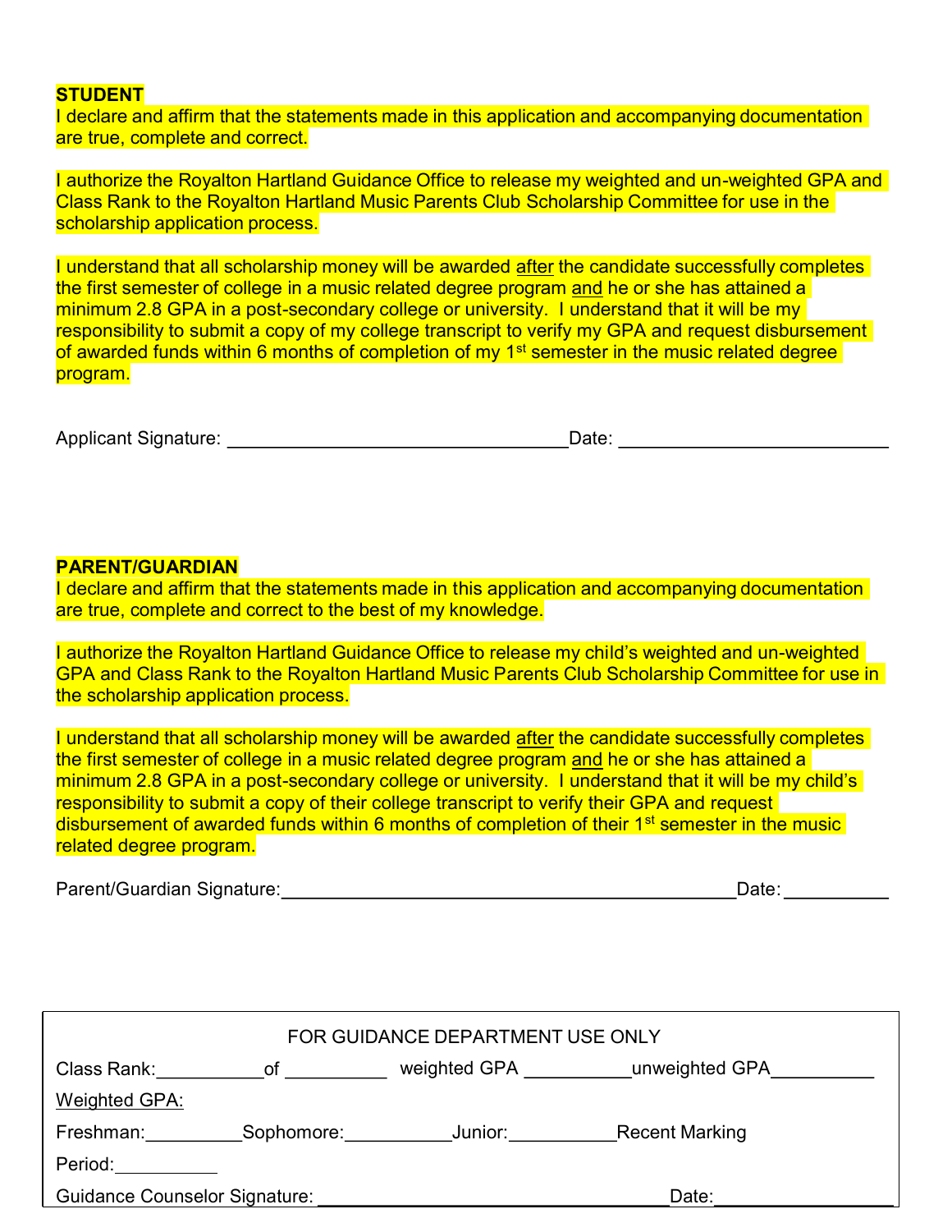**STUDENT**

I declare and affirm that the statements made in this application and accompanying documentation are true, complete and correct.

I authorize the Royalton Hartland Guidance Office to release my weighted and un-weighted GPA and Class Rank to the Royalton Hartland Music Parents Club Scholarship Committee for use in the scholarship application process.

I understand that all scholarship money will be awarded after the candidate successfully completes the first semester of college in a music related degree program and he or she has attained a minimum 2.8 GPA in a post-secondary college or university. I understand that it will be my responsibility to submit a copy of my college transcript to verify my GPA and request disbursement of awarded funds within 6 months of completion of my 1st semester in the music related degree program.

Applicant Signature: ________________________________ Date: __________________________

**PARENT/GUARDIAN**

I declare and affirm that the statements made in this application and accompanying documentation are true, complete and correct to the best of my knowledge.

I authorize the Royalton Hartland Guidance Office to release my child's weighted and un-weighted GPA and Class Rank to the Royalton Hartland Music Parents Club Scholarship Committee for use in the scholarship application process.

I understand that all scholarship money will be awarded after the candidate successfully completes the first semester of college in a music related degree program and he or she has attained a minimum 2.8 GPA in a post-secondary college or university. I understand that it will be my child's responsibility to submit a copy of their college transcript to verify their GPA and request disbursement of awarded funds within 6 months of completion of their 1st semester in the music related degree program.

Parent/Guardian Signature:__________________________________________ Date: __________

FOR GUIDANCE DEPARTMENT USE ONLY

Class Rank:__________ of __________ weighted GPA __________ unweighted GPA__________

Weighted GPA:

Freshman:_________ Sophomore:__________ Junior:__________ Recent Marking Period:__________

Guidance Counselor Signature: _________________________________ Date:________________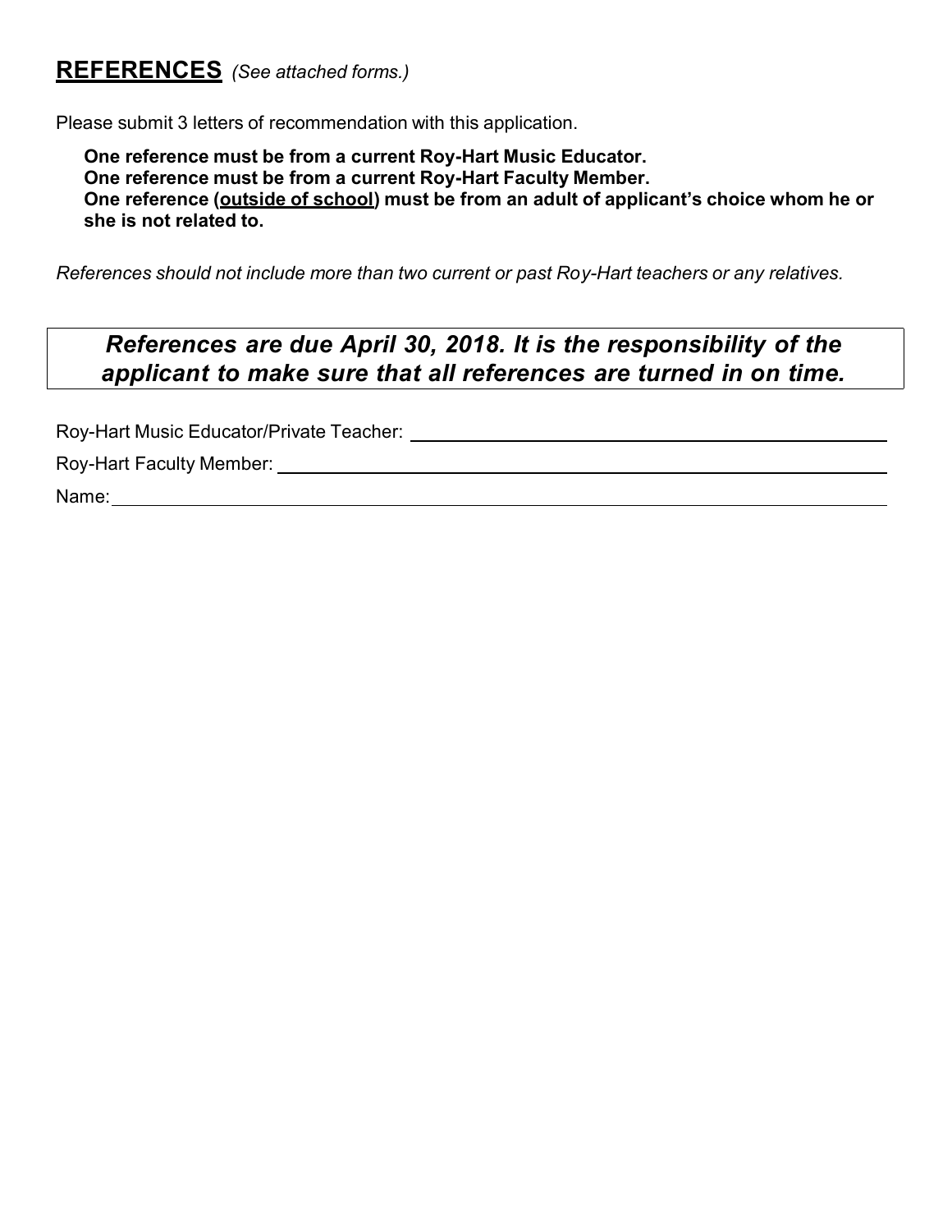## **REFERENCES** *(See attached forms.)*

Please submit 3 letters of recommendation with this application.

**One reference must be from a current Roy-Hart Music Educator.**
**One reference must be from a current Roy-Hart Faculty Member.**
**One reference (<u>outside of school</u>) must be from an adult of applicant's choice whom he or she is not related to.**

*References should not include more than two current or past Roy-Hart teachers or any relatives.*

***References are due April 30, 2018. It is the responsibility of the applicant to make sure that all references are turned in on time.***

Roy-Hart Music Educator/Private Teacher: ______________________________

Roy-Hart Faculty Member: ______________________________

Name: ______________________________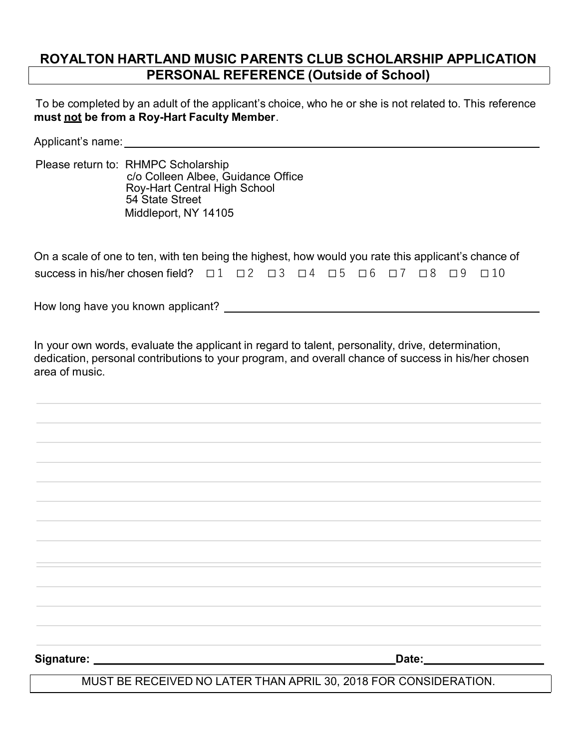# ROYALTON HARTLAND MUSIC PARENTS CLUB SCHOLARSHIP APPLICATION

## PERSONAL REFERENCE (Outside of School)

To be completed by an adult of the applicant's choice, who he or she is not related to. This reference **must not be from a Roy-Hart Faculty Member**.

Applicant's name: ______________________________________________

Please return to: RHMPC Scholarship
c/o Colleen Albee, Guidance Office
Roy-Hart Central High School
54 State Street
Middleport, NY 14105

On a scale of one to ten, with ten being the highest, how would you rate this applicant's chance of success in his/her chosen field? ☐ 1 ☐ 2 ☐ 3 ☐ 4 ☐ 5 ☐ 6 ☐ 7 ☐ 8 ☐ 9 ☐ 10

How long have you known applicant? ______________________________________________

In your own words, evaluate the applicant in regard to talent, personality, drive, determination, dedication, personal contributions to your program, and overall chance of success in his/her chosen area of music.

______________________________________________

______________________________________________

______________________________________________

______________________________________________

______________________________________________

______________________________________________

______________________________________________

______________________________________________

______________________________________________

______________________________________________

______________________________________________

______________________________________________

______________________________________________

**Signature:** ______________________________________________ **Date:** ____________________

MUST BE RECEIVED NO LATER THAN APRIL 30, 2018 FOR CONSIDERATION.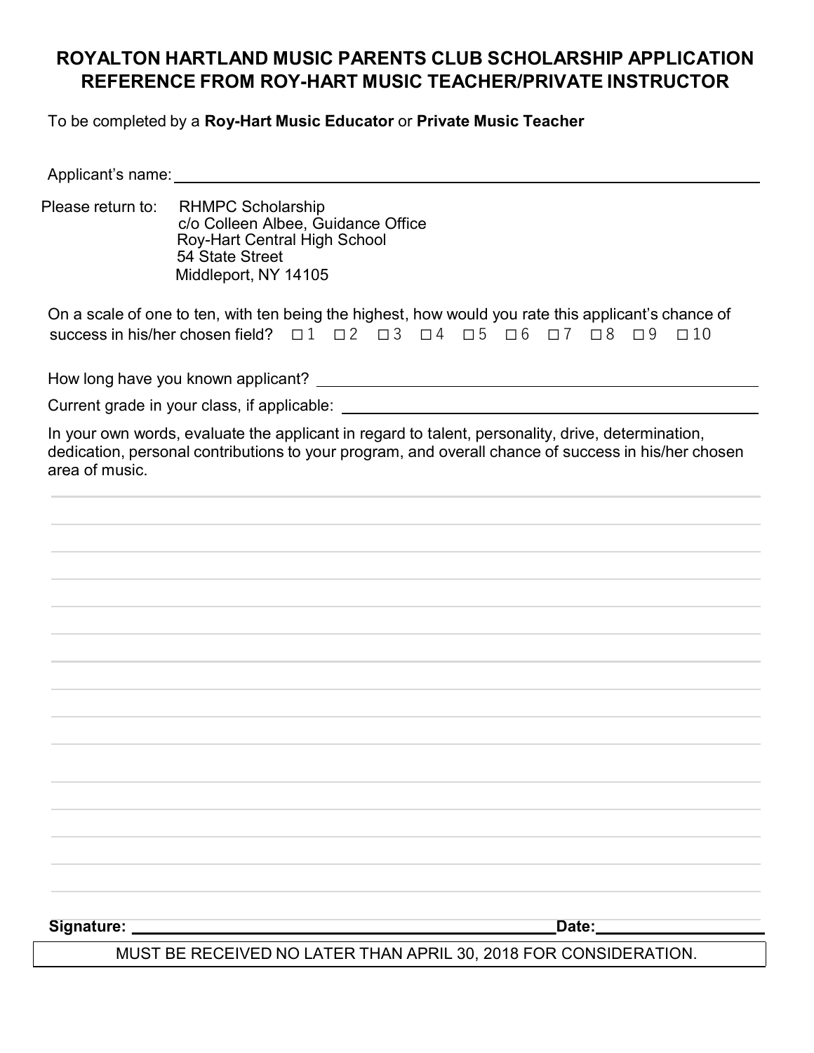# ROYALTON HARTLAND MUSIC PARENTS CLUB SCHOLARSHIP APPLICATION
## REFERENCE FROM ROY-HART MUSIC TEACHER/PRIVATE INSTRUCTOR

To be completed by a **Roy-Hart Music Educator** or **Private Music Teacher**

Applicant's name: ______________________________________________

Please return to: RHMPC Scholarship
c/o Colleen Albee, Guidance Office
Roy-Hart Central High School
54 State Street
Middleport, NY 14105

On a scale of one to ten, with ten being the highest, how would you rate this applicant's chance of success in his/her chosen field? ☐ 1 ☐ 2 ☐ 3 ☐ 4 ☐ 5 ☐ 6 ☐ 7 ☐ 8 ☐ 9 ☐ 10

How long have you known applicant? ______________________________

Current grade in your class, if applicable: ______________________________

In your own words, evaluate the applicant in regard to talent, personality, drive, determination, dedication, personal contributions to your program, and overall chance of success in his/her chosen area of music.

______________________________________________
______________________________________________
______________________________________________
______________________________________________
______________________________________________
______________________________________________
______________________________________________
______________________________________________
______________________________________________
______________________________________________
______________________________________________
______________________________________________
______________________________________________
______________________________________________
______________________________________________

**Signature:** ______________________________ **Date:** ______________

MUST BE RECEIVED NO LATER THAN APRIL 30, 2018 FOR CONSIDERATION.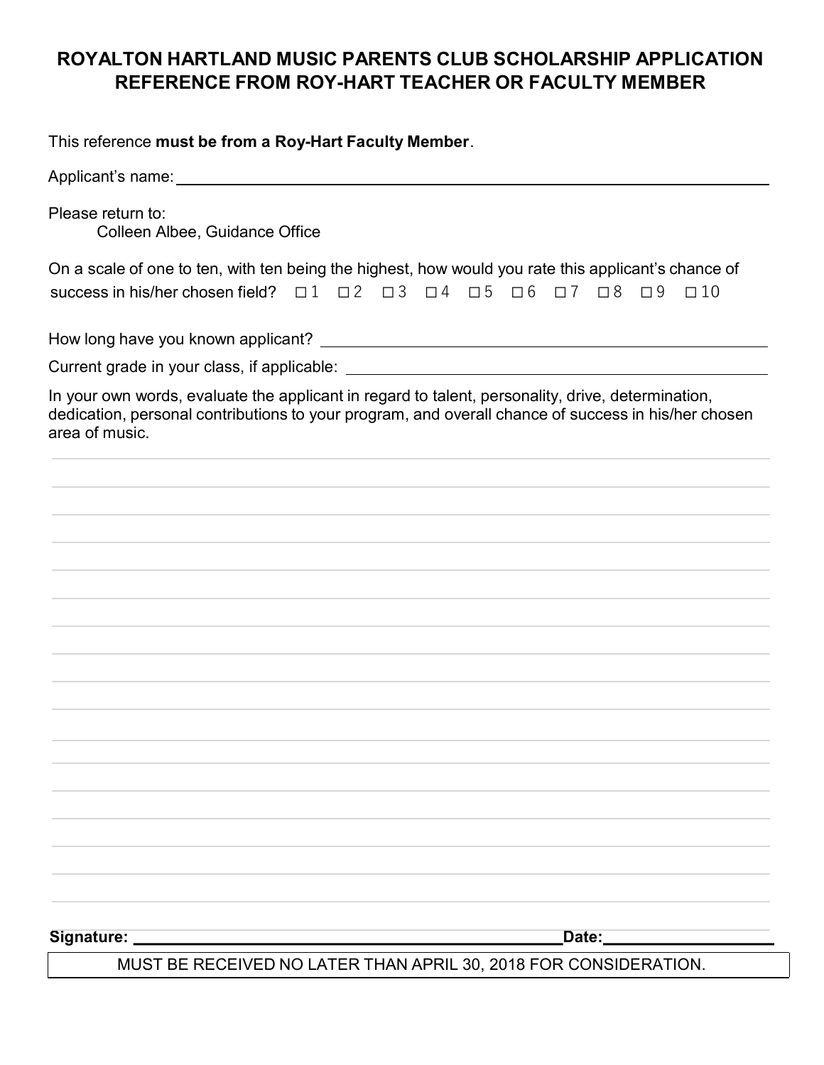# ROYALTON HARTLAND MUSIC PARENTS CLUB SCHOLARSHIP APPLICATION
## REFERENCE FROM ROY-HART TEACHER OR FACULTY MEMBER

This reference **must be from a Roy-Hart Faculty Member**.

Applicant's name: ______________________________________________

Please return to:

Colleen Albee, Guidance Office

On a scale of one to ten, with ten being the highest, how would you rate this applicant's chance of success in his/her chosen field? ☐ 1 ☐ 2 ☐ 3 ☐ 4 ☐ 5 ☐ 6 ☐ 7 ☐ 8 ☐ 9 ☐ 10

How long have you known applicant? ______________________________________________

Current grade in your class, if applicable: ______________________________________________

In your own words, evaluate the applicant in regard to talent, personality, drive, determination, dedication, personal contributions to your program, and overall chance of success in his/her chosen area of music.

______________________________________________

______________________________________________

______________________________________________

______________________________________________

______________________________________________

______________________________________________

______________________________________________

______________________________________________

______________________________________________

______________________________________________

______________________________________________

______________________________________________

______________________________________________

______________________________________________

______________________________________________

______________________________________________

______________________________________________

**Signature:** ______________________________________________ **Date:** ____________________

MUST BE RECEIVED NO LATER THAN APRIL 30, 2018 FOR CONSIDERATION.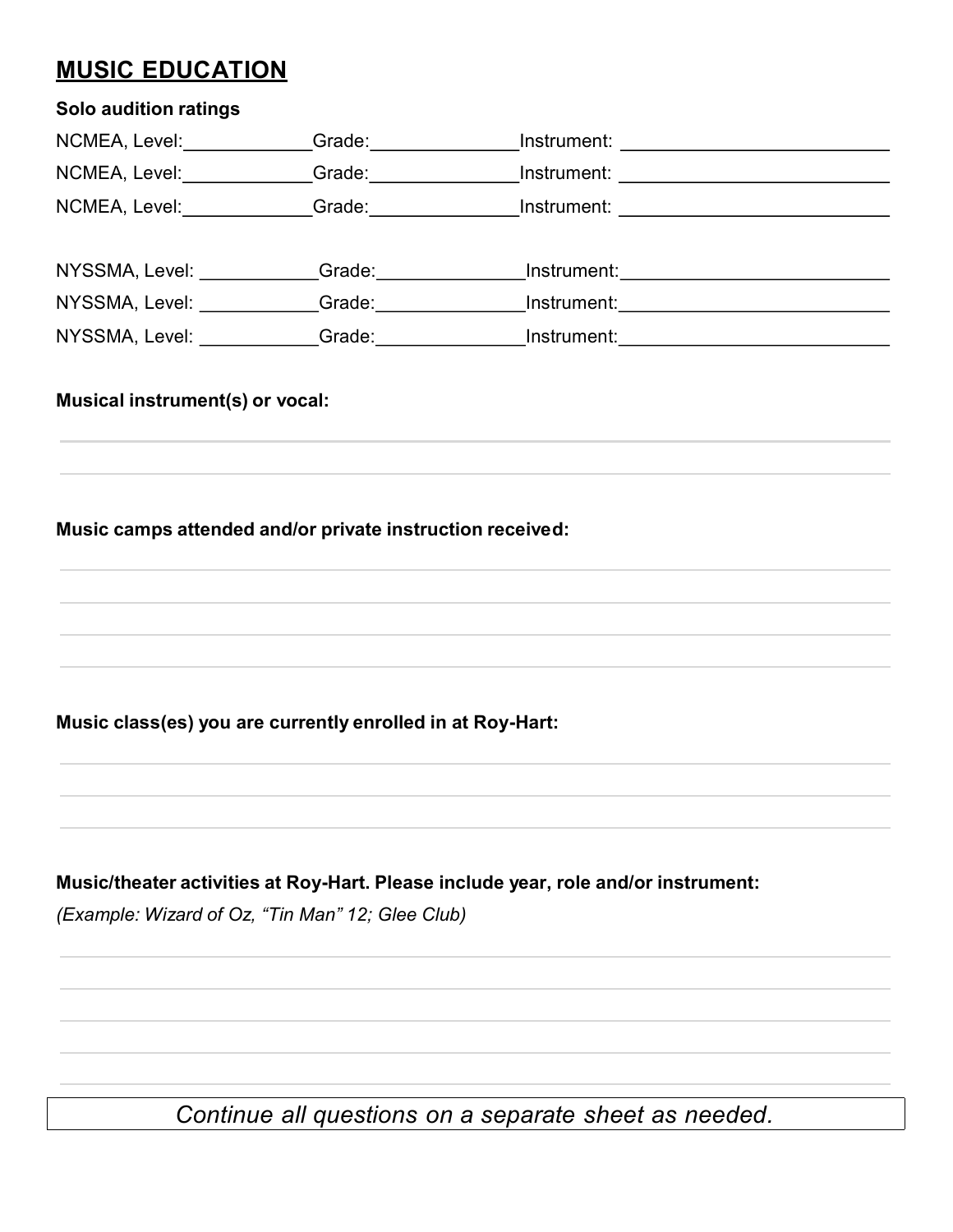## **MUSIC EDUCATION**

**Solo audition ratings**

NCMEA, Level:____________Grade:______________Instrument: _________________________

NCMEA, Level:____________Grade:______________Instrument: _________________________

NCMEA, Level:____________Grade:______________Instrument: _________________________

NYSSMA, Level: ___________Grade:______________Instrument:_________________________

NYSSMA, Level: ___________Grade:______________Instrument:_________________________

NYSSMA, Level: ___________Grade:______________Instrument:_________________________

**Musical instrument(s) or vocal:**

______________________________________________________________________________

______________________________________________________________________________

**Music camps attended and/or private instruction received:**

______________________________________________________________________________

______________________________________________________________________________

______________________________________________________________________________

______________________________________________________________________________

**Music class(es) you are currently enrolled in at Roy-Hart:**

______________________________________________________________________________

______________________________________________________________________________

______________________________________________________________________________

**Music/theater activities at Roy-Hart. Please include year, role and/or instrument:**

*(Example: Wizard of Oz, "Tin Man" 12; Glee Club)*

______________________________________________________________________________

______________________________________________________________________________

______________________________________________________________________________

______________________________________________________________________________

______________________________________________________________________________

*Continue all questions on a separate sheet as needed.*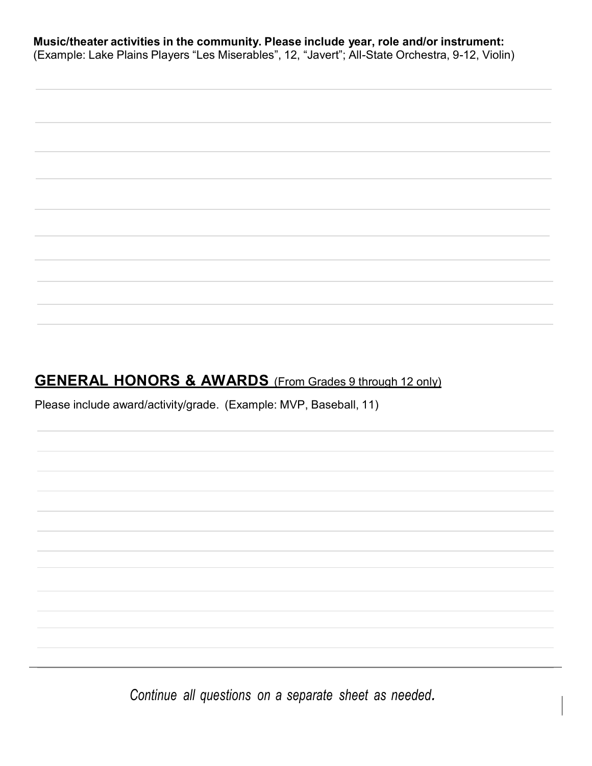**Music/theater activities in the community. Please include year, role and/or instrument:**
(Example: Lake Plains Players "Les Miserables", 12, "Javert"; All-State Orchestra, 9-12, Violin)

## <u>GENERAL HONORS & AWARDS</u> (From Grades 9 through 12 only)

Please include award/activity/grade. (Example: MVP, Baseball, 11)

*Continue all questions on a separate sheet as needed.*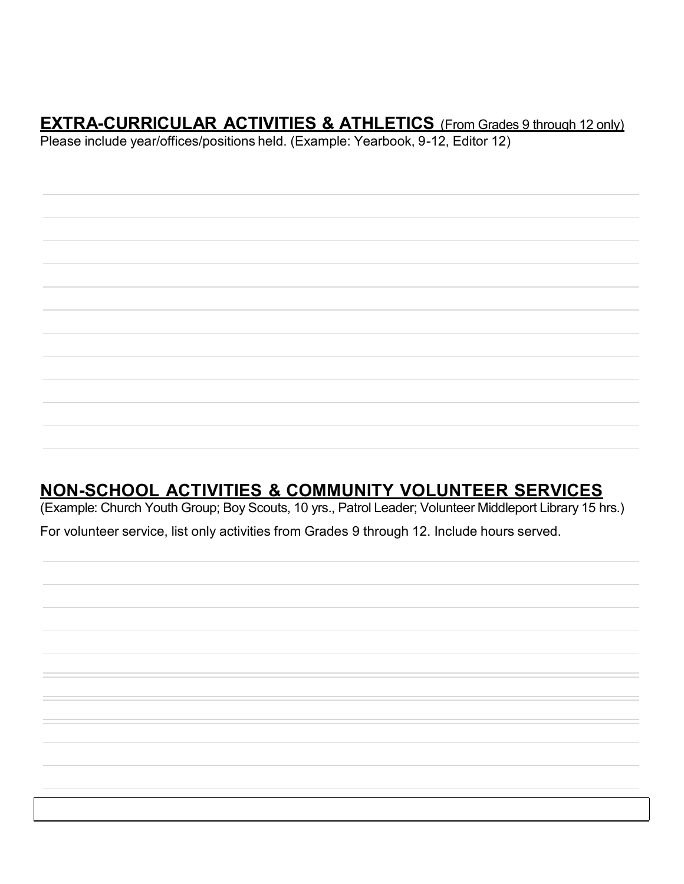## **EXTRA-CURRICULAR ACTIVITIES & ATHLETICS** (From Grades 9 through 12 only)

Please include year/offices/positions held. (Example: Yearbook, 9-12, Editor 12)

## **NON-SCHOOL ACTIVITIES & COMMUNITY VOLUNTEER SERVICES**

(Example: Church Youth Group; Boy Scouts, 10 yrs., Patrol Leader; Volunteer Middleport Library 15 hrs.)

For volunteer service, list only activities from Grades 9 through 12. Include hours served.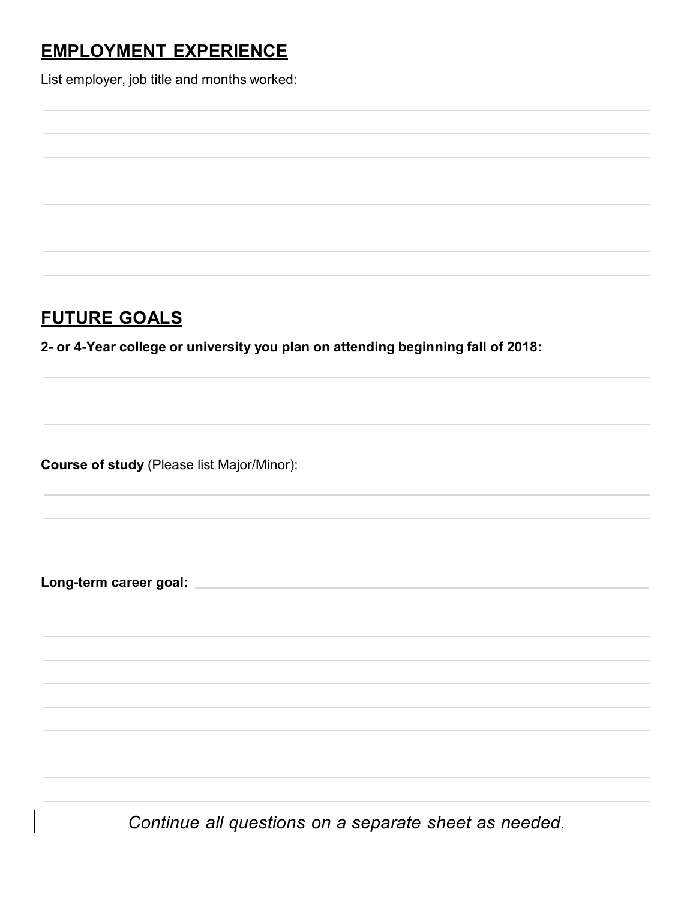## **EMPLOYMENT EXPERIENCE**

List employer, job title and months worked:

## **FUTURE GOALS**

**2- or 4-Year college or university you plan on attending beginning fall of 2018:**

**Course of study** (Please list Major/Minor):

**Long-term career goal:**

*Continue all questions on a separate sheet as needed.*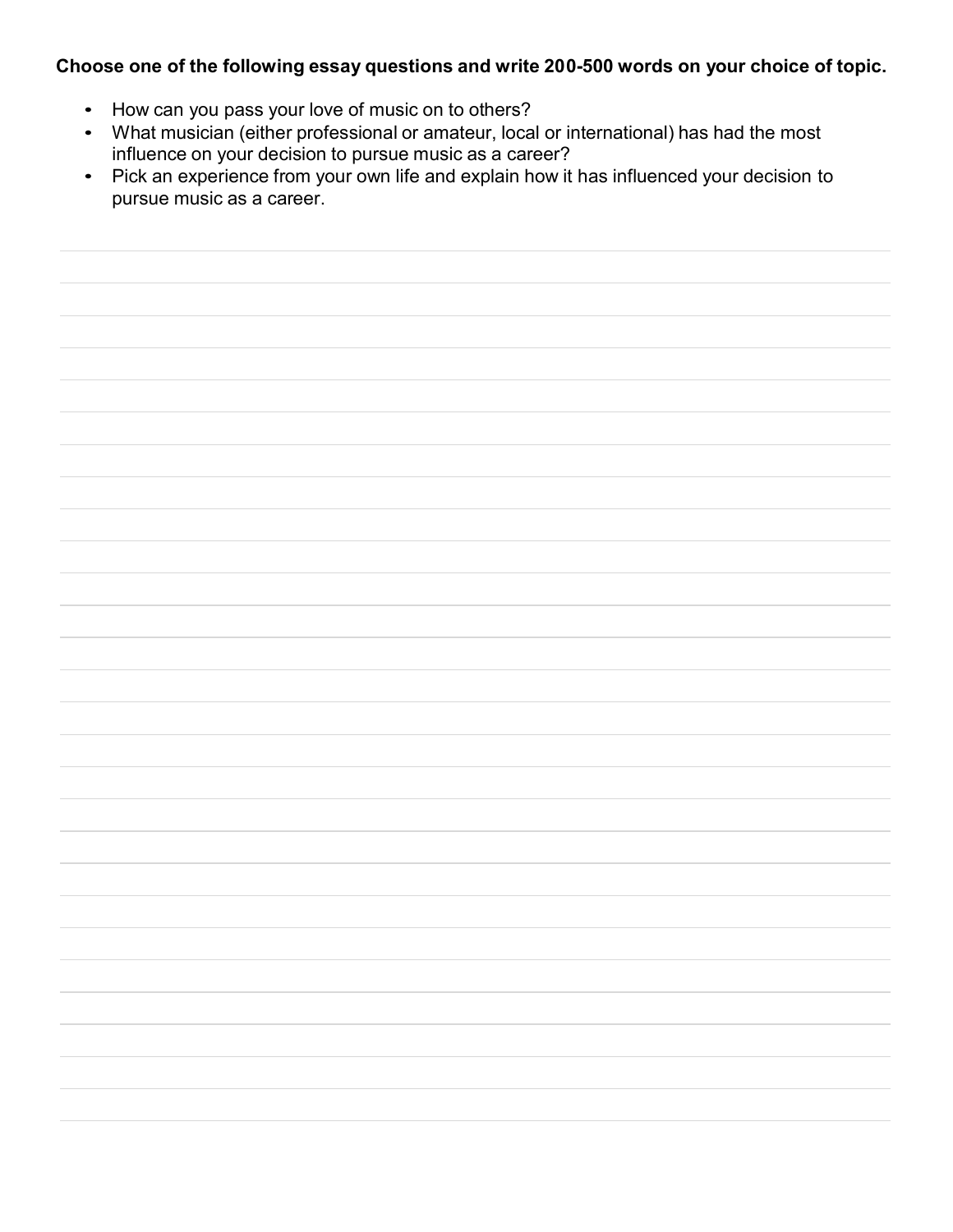**Choose one of the following essay questions and write 200-500 words on your choice of topic.**

- How can you pass your love of music on to others?
- What musician (either professional or amateur, local or international) has had the most influence on your decision to pursue music as a career?
- Pick an experience from your own life and explain how it has influenced your decision to pursue music as a career.